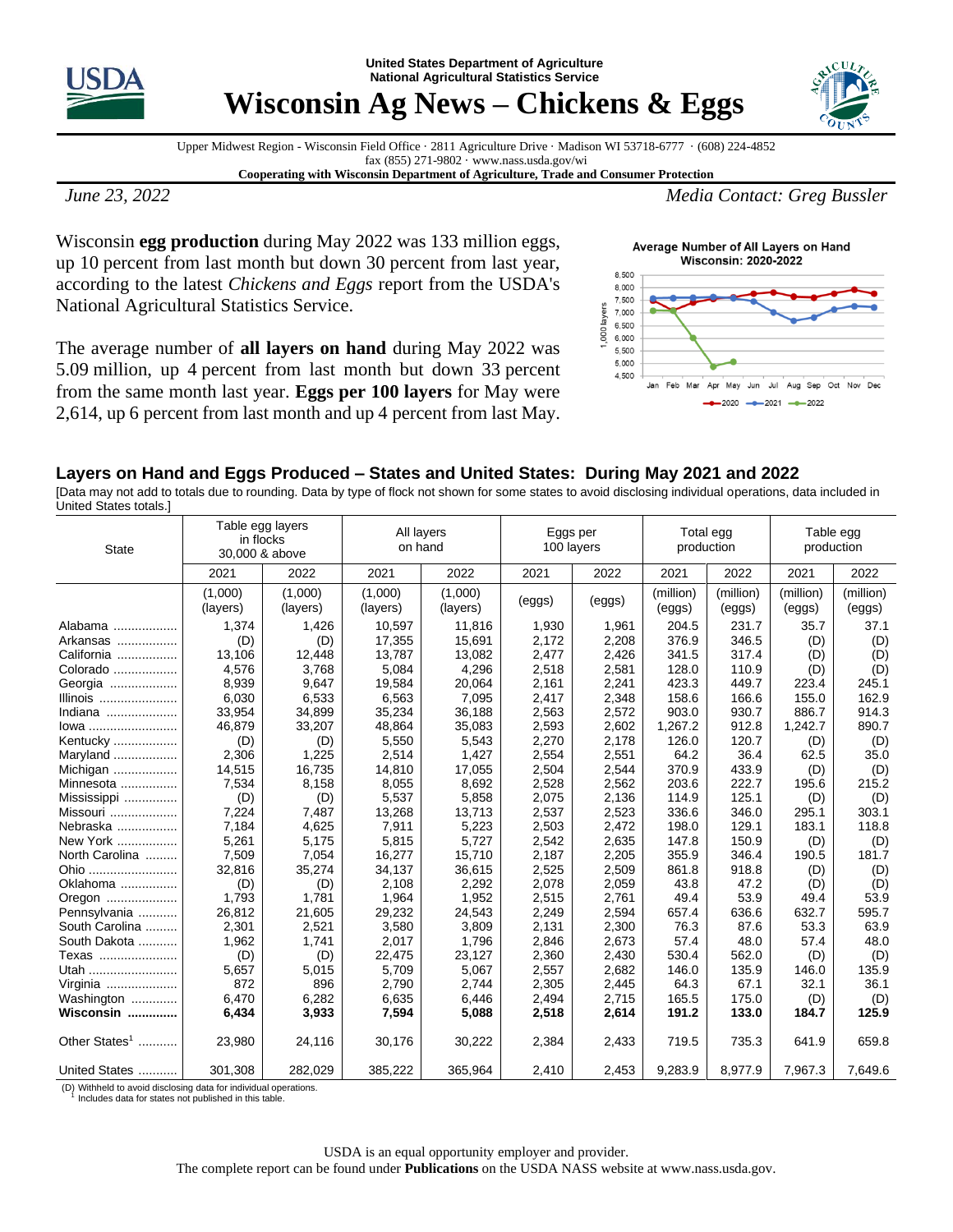United States Department of Agriculture
National Agricultural Statistics Service

# Wisconsin Ag News – Chickens & Eggs

Upper Midwest Region - Wisconsin Field Office · 2811 Agriculture Drive · Madison WI 53718-6777 · (608) 224-4852
fax (855) 271-9802 · www.nass.usda.gov/wi
**Cooperating with Wisconsin Department of Agriculture, Trade and Consumer Protection**

*June 23, 2022* — *Media Contact: Greg Bussler*

Wisconsin **egg production** during May 2022 was 133 million eggs, up 10 percent from last month but down 30 percent from last year, according to the latest *Chickens and Eggs* report from the USDA's National Agricultural Statistics Service.

The average number of **all layers on hand** during May 2022 was 5.09 million, up 4 percent from last month but down 33 percent from the same month last year. **Eggs per 100 layers** for May were 2,614, up 6 percent from last month and up 4 percent from last May.

**Average Number of All Layers on Hand**
**Wisconsin: 2020-2022**

## Layers on Hand and Eggs Produced – States and United States: During May 2021 and 2022

[Data may not add to totals due to rounding. Data by type of flock not shown for some states to avoid disclosing individual operations, data included in United States totals.]

| State | Table egg layers in flocks 30,000 & above | | All layers on hand | | Eggs per 100 layers | | Total egg production | | Table egg production | |
|---|---|---|---|---|---|---|---|---|---|---|
| | 2021 | 2022 | 2021 | 2022 | 2021 | 2022 | 2021 | 2022 | 2021 | 2022 |
| | (1,000) (layers) | (1,000) (layers) | (1,000) (layers) | (1,000) (layers) | (eggs) | (eggs) | (million) (eggs) | (million) (eggs) | (million) (eggs) | (million) (eggs) |
| Alabama | 1,374 | 1,426 | 10,597 | 11,816 | 1,930 | 1,961 | 204.5 | 231.7 | 35.7 | 37.1 |
| Arkansas | (D) | (D) | 17,355 | 15,691 | 2,172 | 2,208 | 376.9 | 346.5 | (D) | (D) |
| California | 13,106 | 12,448 | 13,787 | 13,082 | 2,477 | 2,426 | 341.5 | 317.4 | (D) | (D) |
| Colorado | 4,576 | 3,768 | 5,084 | 4,296 | 2,518 | 2,581 | 128.0 | 110.9 | (D) | (D) |
| Georgia | 8,939 | 9,647 | 19,584 | 20,064 | 2,161 | 2,241 | 423.3 | 449.7 | 223.4 | 245.1 |
| Illinois | 6,030 | 6,533 | 6,563 | 7,095 | 2,417 | 2,348 | 158.6 | 166.6 | 155.0 | 162.9 |
| Indiana | 33,954 | 34,899 | 35,234 | 36,188 | 2,563 | 2,572 | 903.0 | 930.7 | 886.7 | 914.3 |
| Iowa | 46,879 | 33,207 | 48,864 | 35,083 | 2,593 | 2,602 | 1,267.2 | 912.8 | 1,242.7 | 890.7 |
| Kentucky | (D) | (D) | 5,550 | 5,543 | 2,270 | 2,178 | 126.0 | 120.7 | (D) | (D) |
| Maryland | 2,306 | 1,225 | 2,514 | 1,427 | 2,554 | 2,551 | 64.2 | 36.4 | 62.5 | 35.0 |
| Michigan | 14,515 | 16,735 | 14,810 | 17,055 | 2,504 | 2,544 | 370.9 | 433.9 | (D) | (D) |
| Minnesota | 7,534 | 8,158 | 8,055 | 8,692 | 2,528 | 2,562 | 203.6 | 222.7 | 195.6 | 215.2 |
| Mississippi | (D) | (D) | 5,537 | 5,858 | 2,075 | 2,136 | 114.9 | 125.1 | (D) | (D) |
| Missouri | 7,224 | 7,487 | 13,268 | 13,713 | 2,537 | 2,523 | 336.6 | 346.0 | 295.1 | 303.1 |
| Nebraska | 7,184 | 4,625 | 7,911 | 5,223 | 2,503 | 2,472 | 198.0 | 129.1 | 183.1 | 118.8 |
| New York | 5,261 | 5,175 | 5,815 | 5,727 | 2,542 | 2,635 | 147.8 | 150.9 | (D) | (D) |
| North Carolina | 7,509 | 7,054 | 16,277 | 15,710 | 2,187 | 2,205 | 355.9 | 346.4 | 190.5 | 181.7 |
| Ohio | 32,816 | 35,274 | 34,137 | 36,615 | 2,525 | 2,509 | 861.8 | 918.8 | (D) | (D) |
| Oklahoma | (D) | (D) | 2,108 | 2,292 | 2,078 | 2,059 | 43.8 | 47.2 | (D) | (D) |
| Oregon | 1,793 | 1,781 | 1,964 | 1,952 | 2,515 | 2,761 | 49.4 | 53.9 | 49.4 | 53.9 |
| Pennsylvania | 26,812 | 21,605 | 29,232 | 24,543 | 2,249 | 2,594 | 657.4 | 636.6 | 632.7 | 595.7 |
| South Carolina | 2,301 | 2,521 | 3,580 | 3,809 | 2,131 | 2,300 | 76.3 | 87.6 | 53.3 | 63.9 |
| South Dakota | 1,962 | 1,741 | 2,017 | 1,796 | 2,846 | 2,673 | 57.4 | 48.0 | 57.4 | 48.0 |
| Texas | (D) | (D) | 22,475 | 23,127 | 2,360 | 2,430 | 530.4 | 562.0 | (D) | (D) |
| Utah | 5,657 | 5,015 | 5,709 | 5,067 | 2,557 | 2,682 | 146.0 | 135.9 | 146.0 | 135.9 |
| Virginia | 872 | 896 | 2,790 | 2,744 | 2,305 | 2,445 | 64.3 | 67.1 | 32.1 | 36.1 |
| Washington | 6,470 | 6,282 | 6,635 | 6,446 | 2,494 | 2,715 | 165.5 | 175.0 | (D) | (D) |
| **Wisconsin** | **6,434** | **3,933** | **7,594** | **5,088** | **2,518** | **2,614** | **191.2** | **133.0** | **184.7** | **125.9** |
| Other States[1] | 23,980 | 24,116 | 30,176 | 30,222 | 2,384 | 2,433 | 719.5 | 735.3 | 641.9 | 659.8 |
| United States | 301,308 | 282,029 | 385,222 | 365,964 | 2,410 | 2,453 | 9,283.9 | 8,977.9 | 7,967.3 | 7,649.6 |

(D) Withheld to avoid disclosing data for individual operations.
[1] Includes data for states not published in this table.

USDA is an equal opportunity employer and provider.
The complete report can be found under **Publications** on the USDA NASS website at www.nass.usda.gov.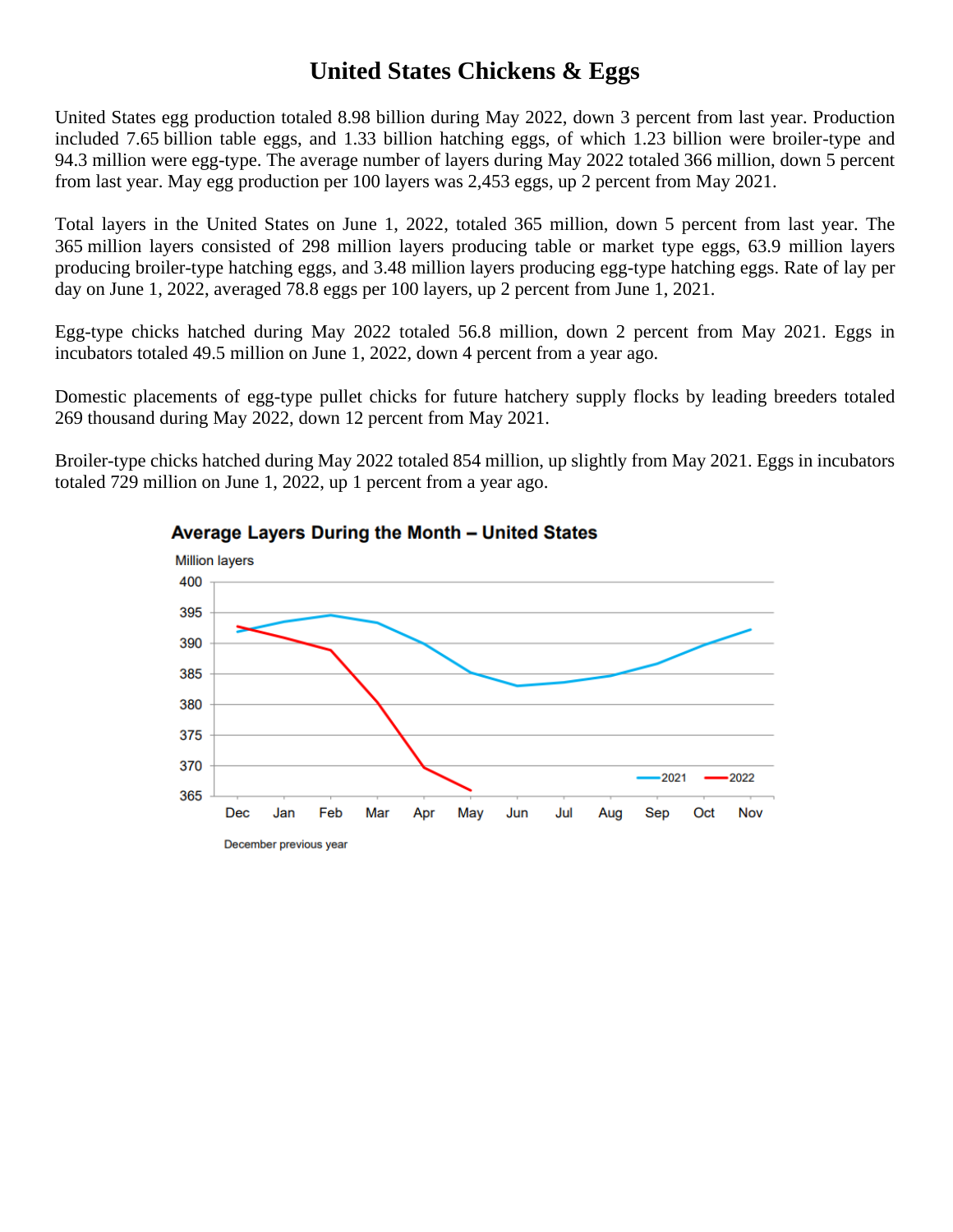# United States Chickens & Eggs

United States egg production totaled 8.98 billion during May 2022, down 3 percent from last year. Production included 7.65 billion table eggs, and 1.33 billion hatching eggs, of which 1.23 billion were broiler-type and 94.3 million were egg-type. The average number of layers during May 2022 totaled 366 million, down 5 percent from last year. May egg production per 100 layers was 2,453 eggs, up 2 percent from May 2021.

Total layers in the United States on June 1, 2022, totaled 365 million, down 5 percent from last year. The 365 million layers consisted of 298 million layers producing table or market type eggs, 63.9 million layers producing broiler-type hatching eggs, and 3.48 million layers producing egg-type hatching eggs. Rate of lay per day on June 1, 2022, averaged 78.8 eggs per 100 layers, up 2 percent from June 1, 2021.

Egg-type chicks hatched during May 2022 totaled 56.8 million, down 2 percent from May 2021. Eggs in incubators totaled 49.5 million on June 1, 2022, down 4 percent from a year ago.

Domestic placements of egg-type pullet chicks for future hatchery supply flocks by leading breeders totaled 269 thousand during May 2022, down 12 percent from May 2021.

Broiler-type chicks hatched during May 2022 totaled 854 million, up slightly from May 2021. Eggs in incubators totaled 729 million on June 1, 2022, up 1 percent from a year ago.

**Average Layers During the Month – United States**

Million layers

400
395
390
385
380
375
370
365

Dec Jan Feb Mar Apr May Jun Jul Aug Sep Oct Nov

2021 2022

December previous year